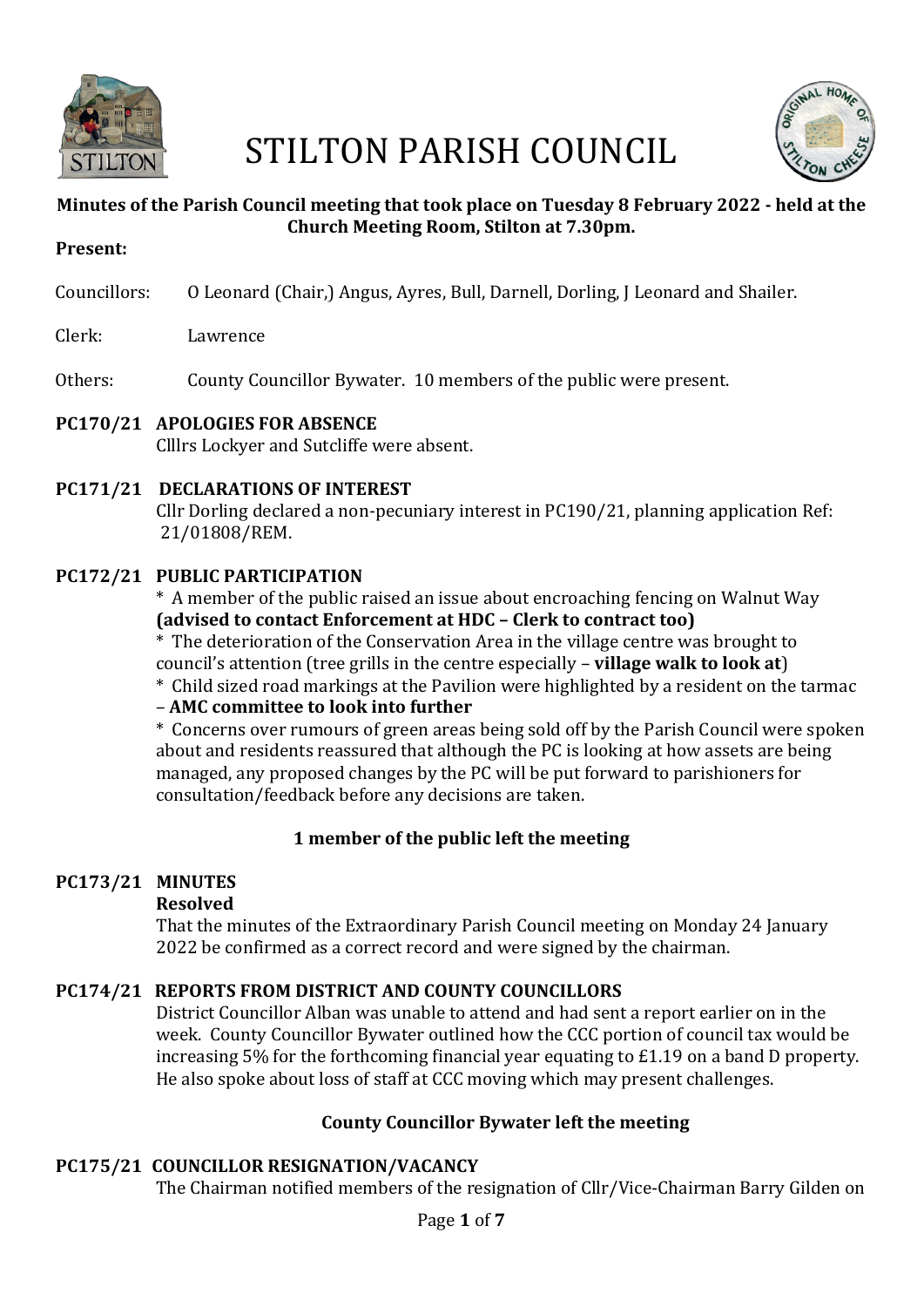# STILTON PARISH COUNCIL

**Minutes of the Parish Council meeting that took place on Tuesday 8 February 2022 - held at the Church Meeting Room, Stilton at 7.30pm.**

**Present:**

Councillors: O Leonard (Chair,) Angus, Ayres, Bull, Darnell, Dorling, J Leonard and Shailer.

Clerk: Lawrence

Others: County Councillor Bywater. 10 members of the public were present.

**PC170/21 APOLOGIES FOR ABSENCE**

Clllrs Lockyer and Sutcliffe were absent.

**PC171/21 DECLARATIONS OF INTEREST**

Cllr Dorling declared a non-pecuniary interest in PC190/21, planning application Ref: 21/01808/REM.

**PC172/21 PUBLIC PARTICIPATION**

* A member of the public raised an issue about encroaching fencing on Walnut Way **(advised to contact Enforcement at HDC – Clerk to contract too)**
* The deterioration of the Conservation Area in the village centre was brought to council's attention (tree grills in the centre especially – **village walk to look at**)
* Child sized road markings at the Pavilion were highlighted by a resident on the tarmac – **AMC committee to look into further**
* Concerns over rumours of green areas being sold off by the Parish Council were spoken about and residents reassured that although the PC is looking at how assets are being managed, any proposed changes by the PC will be put forward to parishioners for consultation/feedback before any decisions are taken.

**1 member of the public left the meeting**

**PC173/21 MINUTES**

**Resolved**

That the minutes of the Extraordinary Parish Council meeting on Monday 24 January 2022 be confirmed as a correct record and were signed by the chairman.

**PC174/21 REPORTS FROM DISTRICT AND COUNTY COUNCILLORS**

District Councillor Alban was unable to attend and had sent a report earlier on in the week. County Councillor Bywater outlined how the CCC portion of council tax would be increasing 5% for the forthcoming financial year equating to £1.19 on a band D property. He also spoke about loss of staff at CCC moving which may present challenges.

**County Councillor Bywater left the meeting**

**PC175/21 COUNCILLOR RESIGNATION/VACANCY**

The Chairman notified members of the resignation of Cllr/Vice-Chairman Barry Gilden on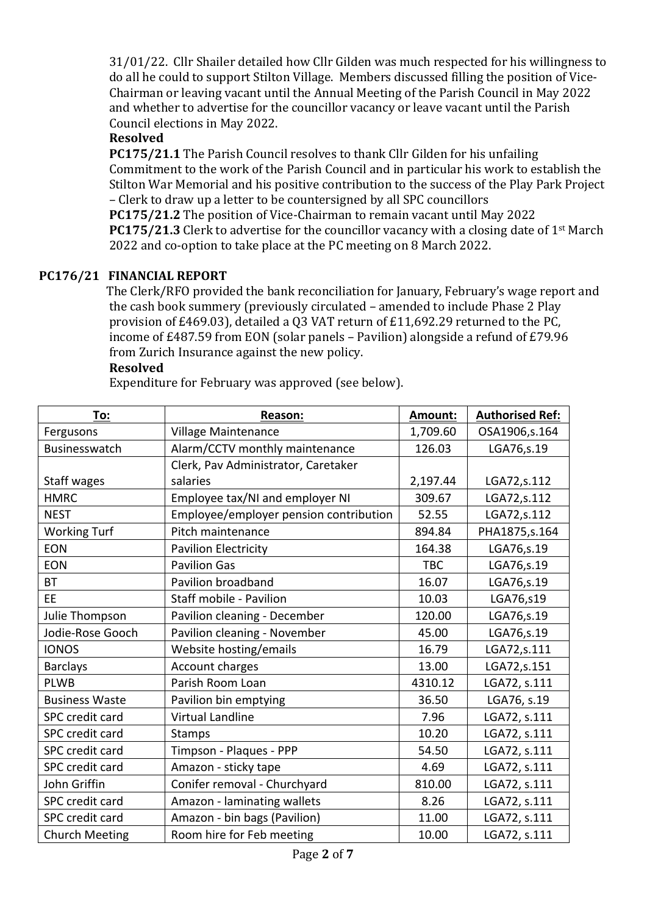31/01/22. Cllr Shailer detailed how Cllr Gilden was much respected for his willingness to do all he could to support Stilton Village. Members discussed filling the position of Vice-Chairman or leaving vacant until the Annual Meeting of the Parish Council in May 2022 and whether to advertise for the councillor vacancy or leave vacant until the Parish Council elections in May 2022.

**Resolved**

**PC175/21.1** The Parish Council resolves to thank Cllr Gilden for his unfailing Commitment to the work of the Parish Council and in particular his work to establish the Stilton War Memorial and his positive contribution to the success of the Play Park Project – Clerk to draw up a letter to be countersigned by all SPC councillors

**PC175/21.2** The position of Vice-Chairman to remain vacant until May 2022

**PC175/21.3** Clerk to advertise for the councillor vacancy with a closing date of 1st March 2022 and co-option to take place at the PC meeting on 8 March 2022.

**PC176/21 FINANCIAL REPORT**

The Clerk/RFO provided the bank reconciliation for January, February's wage report and the cash book summery (previously circulated – amended to include Phase 2 Play provision of £469.03), detailed a Q3 VAT return of £11,692.29 returned to the PC, income of £487.59 from EON (solar panels – Pavilion) alongside a refund of £79.96 from Zurich Insurance against the new policy.

**Resolved**

Expenditure for February was approved (see below).

| To: | Reason: | Amount: | Authorised Ref: |
|---|---|---|---|
| Fergusons | Village Maintenance | 1,709.60 | OSA1906,s.164 |
| Businesswatch | Alarm/CCTV monthly maintenance | 126.03 | LGA76,s.19 |
| Staff wages | Clerk, Pav Administrator, Caretaker salaries | 2,197.44 | LGA72,s.112 |
| HMRC | Employee tax/NI and employer NI | 309.67 | LGA72,s.112 |
| NEST | Employee/employer pension contribution | 52.55 | LGA72,s.112 |
| Working Turf | Pitch maintenance | 894.84 | PHA1875,s.164 |
| EON | Pavilion Electricity | 164.38 | LGA76,s.19 |
| EON | Pavilion Gas | TBC | LGA76,s.19 |
| BT | Pavilion broadband | 16.07 | LGA76,s.19 |
| EE | Staff mobile - Pavilion | 10.03 | LGA76,s19 |
| Julie Thompson | Pavilion cleaning - December | 120.00 | LGA76,s.19 |
| Jodie-Rose Gooch | Pavilion cleaning - November | 45.00 | LGA76,s.19 |
| IONOS | Website hosting/emails | 16.79 | LGA72,s.111 |
| Barclays | Account charges | 13.00 | LGA72,s.151 |
| PLWB | Parish Room Loan | 4310.12 | LGA72, s.111 |
| Business Waste | Pavilion bin emptying | 36.50 | LGA76, s.19 |
| SPC credit card | Virtual Landline | 7.96 | LGA72, s.111 |
| SPC credit card | Stamps | 10.20 | LGA72, s.111 |
| SPC credit card | Timpson - Plaques - PPP | 54.50 | LGA72, s.111 |
| SPC credit card | Amazon - sticky tape | 4.69 | LGA72, s.111 |
| John Griffin | Conifer removal - Churchyard | 810.00 | LGA72, s.111 |
| SPC credit card | Amazon - laminating wallets | 8.26 | LGA72, s.111 |
| SPC credit card | Amazon - bin bags (Pavilion) | 11.00 | LGA72, s.111 |
| Church Meeting | Room hire for Feb meeting | 10.00 | LGA72, s.111 |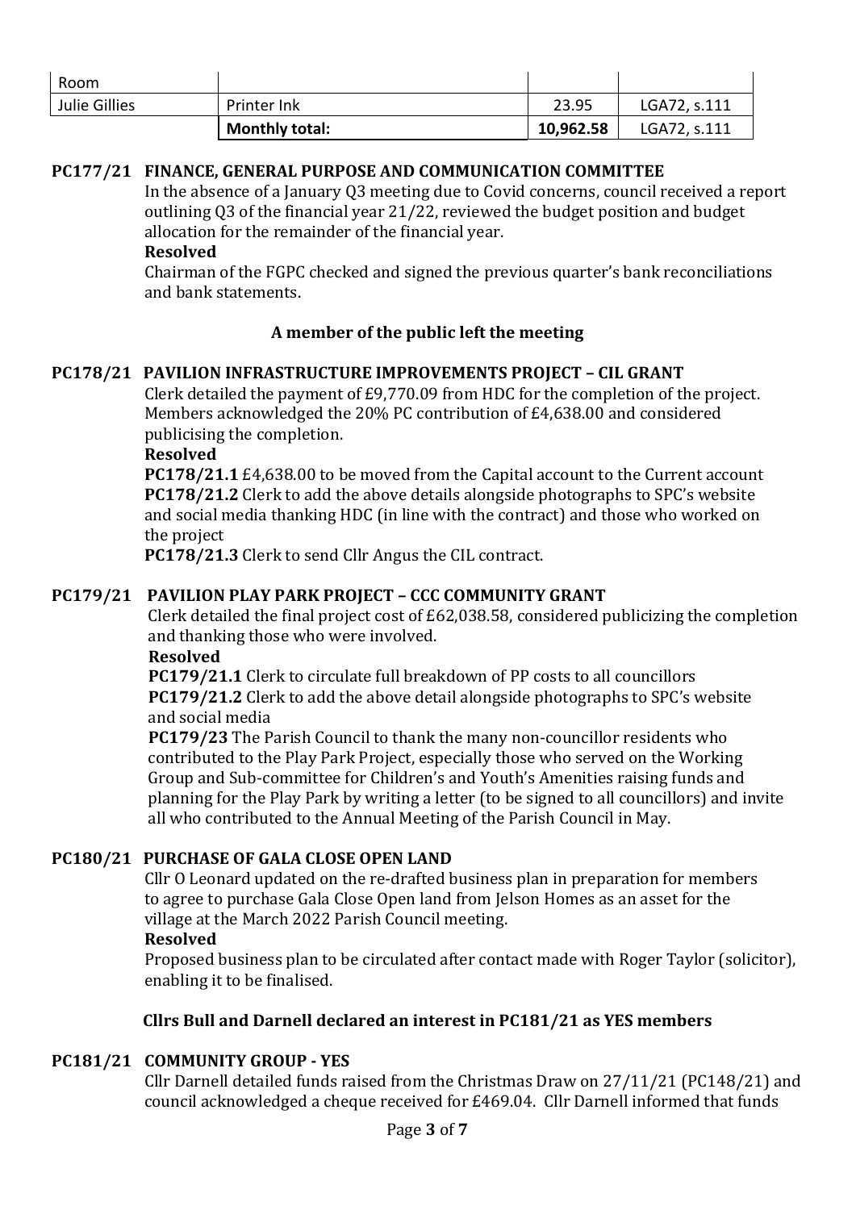| Room | | | |
|---|---|---|---|
| Julie Gillies | Printer Ink | 23.95 | LGA72, s.111 |
| | **Monthly total:** | **10,962.58** | LGA72, s.111 |

**PC177/21 FINANCE, GENERAL PURPOSE AND COMMUNICATION COMMITTEE**

In the absence of a January Q3 meeting due to Covid concerns, council received a report outlining Q3 of the financial year 21/22, reviewed the budget position and budget allocation for the remainder of the financial year.

**Resolved**

Chairman of the FGPC checked and signed the previous quarter's bank reconciliations and bank statements.

**A member of the public left the meeting**

**PC178/21 PAVILION INFRASTRUCTURE IMPROVEMENTS PROJECT – CIL GRANT**

Clerk detailed the payment of £9,770.09 from HDC for the completion of the project. Members acknowledged the 20% PC contribution of £4,638.00 and considered publicising the completion.

**Resolved**

**PC178/21.1** £4,638.00 to be moved from the Capital account to the Current account

**PC178/21.2** Clerk to add the above details alongside photographs to SPC's website and social media thanking HDC (in line with the contract) and those who worked on the project

**PC178/21.3** Clerk to send Cllr Angus the CIL contract.

**PC179/21 PAVILION PLAY PARK PROJECT – CCC COMMUNITY GRANT**

Clerk detailed the final project cost of £62,038.58, considered publicizing the completion and thanking those who were involved.

**Resolved**

**PC179/21.1** Clerk to circulate full breakdown of PP costs to all councillors

**PC179/21.2** Clerk to add the above detail alongside photographs to SPC's website and social media

**PC179/23** The Parish Council to thank the many non-councillor residents who contributed to the Play Park Project, especially those who served on the Working Group and Sub-committee for Children's and Youth's Amenities raising funds and planning for the Play Park by writing a letter (to be signed to all councillors) and invite all who contributed to the Annual Meeting of the Parish Council in May.

**PC180/21 PURCHASE OF GALA CLOSE OPEN LAND**

Cllr O Leonard updated on the re-drafted business plan in preparation for members to agree to purchase Gala Close Open land from Jelson Homes as an asset for the village at the March 2022 Parish Council meeting.

**Resolved**

Proposed business plan to be circulated after contact made with Roger Taylor (solicitor), enabling it to be finalised.

**Cllrs Bull and Darnell declared an interest in PC181/21 as YES members**

**PC181/21 COMMUNITY GROUP - YES**

Cllr Darnell detailed funds raised from the Christmas Draw on 27/11/21 (PC148/21) and council acknowledged a cheque received for £469.04. Cllr Darnell informed that funds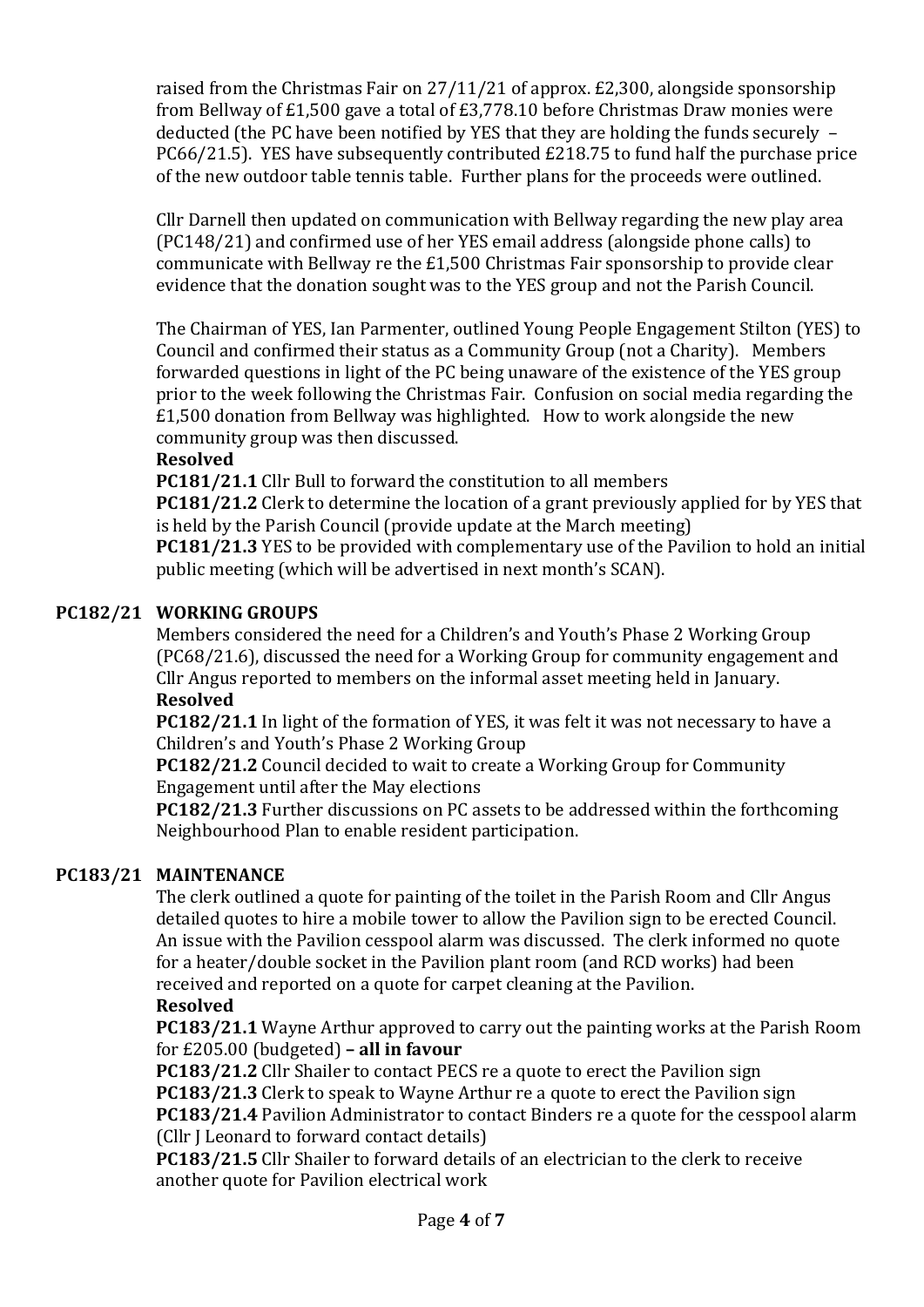raised from the Christmas Fair on 27/11/21 of approx. £2,300, alongside sponsorship from Bellway of £1,500 gave a total of £3,778.10 before Christmas Draw monies were deducted (the PC have been notified by YES that they are holding the funds securely – PC66/21.5). YES have subsequently contributed £218.75 to fund half the purchase price of the new outdoor table tennis table. Further plans for the proceeds were outlined.

Cllr Darnell then updated on communication with Bellway regarding the new play area (PC148/21) and confirmed use of her YES email address (alongside phone calls) to communicate with Bellway re the £1,500 Christmas Fair sponsorship to provide clear evidence that the donation sought was to the YES group and not the Parish Council.

The Chairman of YES, Ian Parmenter, outlined Young People Engagement Stilton (YES) to Council and confirmed their status as a Community Group (not a Charity). Members forwarded questions in light of the PC being unaware of the existence of the YES group prior to the week following the Christmas Fair. Confusion on social media regarding the £1,500 donation from Bellway was highlighted. How to work alongside the new community group was then discussed.

**Resolved**

**PC181/21.1** Cllr Bull to forward the constitution to all members

**PC181/21.2** Clerk to determine the location of a grant previously applied for by YES that is held by the Parish Council (provide update at the March meeting)

**PC181/21.3** YES to be provided with complementary use of the Pavilion to hold an initial public meeting (which will be advertised in next month's SCAN).

## PC182/21 WORKING GROUPS

Members considered the need for a Children's and Youth's Phase 2 Working Group (PC68/21.6), discussed the need for a Working Group for community engagement and Cllr Angus reported to members on the informal asset meeting held in January.

**Resolved**

**PC182/21.1** In light of the formation of YES, it was felt it was not necessary to have a Children's and Youth's Phase 2 Working Group

**PC182/21.2** Council decided to wait to create a Working Group for Community Engagement until after the May elections

**PC182/21.3** Further discussions on PC assets to be addressed within the forthcoming Neighbourhood Plan to enable resident participation.

## PC183/21 MAINTENANCE

The clerk outlined a quote for painting of the toilet in the Parish Room and Cllr Angus detailed quotes to hire a mobile tower to allow the Pavilion sign to be erected Council. An issue with the Pavilion cesspool alarm was discussed. The clerk informed no quote for a heater/double socket in the Pavilion plant room (and RCD works) had been received and reported on a quote for carpet cleaning at the Pavilion.

**Resolved**

**PC183/21.1** Wayne Arthur approved to carry out the painting works at the Parish Room for £205.00 (budgeted) **– all in favour**

**PC183/21.2** Cllr Shailer to contact PECS re a quote to erect the Pavilion sign

**PC183/21.3** Clerk to speak to Wayne Arthur re a quote to erect the Pavilion sign

**PC183/21.4** Pavilion Administrator to contact Binders re a quote for the cesspool alarm (Cllr J Leonard to forward contact details)

**PC183/21.5** Cllr Shailer to forward details of an electrician to the clerk to receive another quote for Pavilion electrical work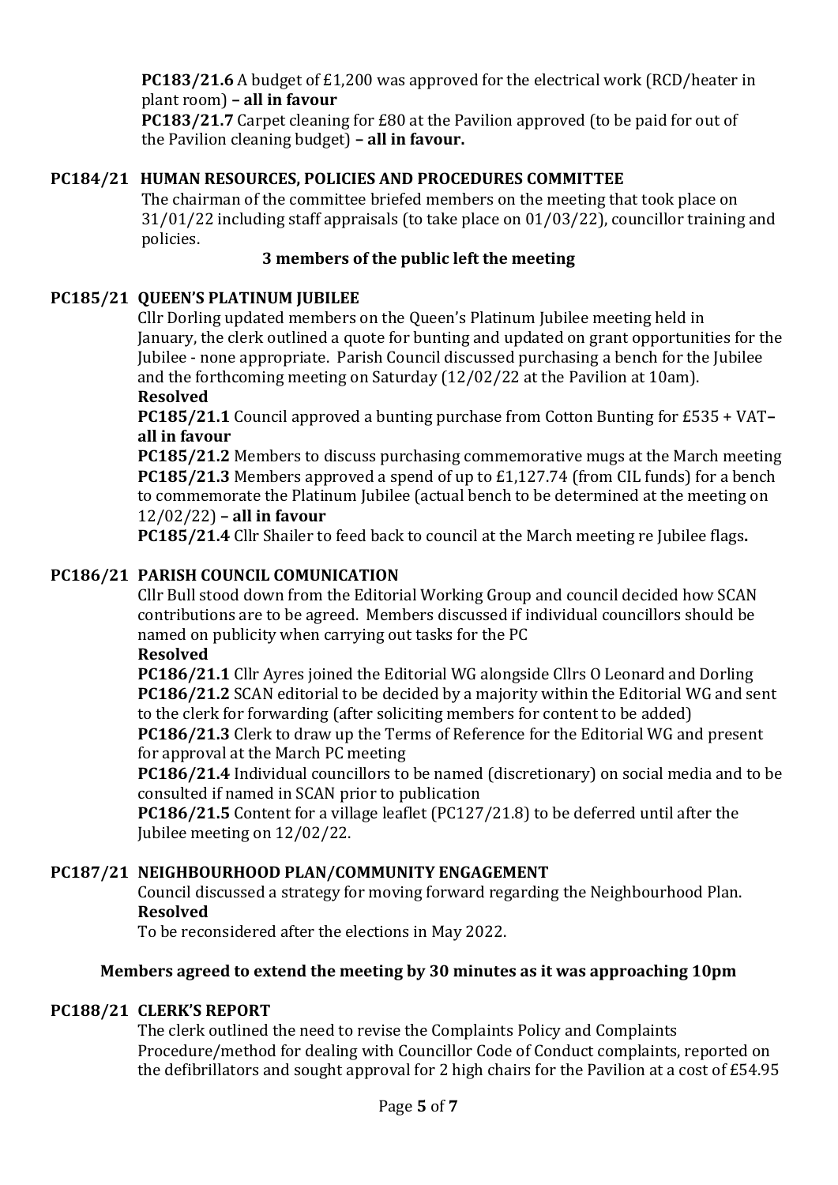**PC183/21.6** A budget of £1,200 was approved for the electrical work (RCD/heater in plant room) **– all in favour**

**PC183/21.7** Carpet cleaning for £80 at the Pavilion approved (to be paid for out of the Pavilion cleaning budget) **– all in favour.**

**PC184/21 HUMAN RESOURCES, POLICIES AND PROCEDURES COMMITTEE**

The chairman of the committee briefed members on the meeting that took place on 31/01/22 including staff appraisals (to take place on 01/03/22), councillor training and policies.

**3 members of the public left the meeting**

**PC185/21 QUEEN'S PLATINUM JUBILEE**

Cllr Dorling updated members on the Queen's Platinum Jubilee meeting held in January, the clerk outlined a quote for bunting and updated on grant opportunities for the Jubilee - none appropriate. Parish Council discussed purchasing a bench for the Jubilee and the forthcoming meeting on Saturday (12/02/22 at the Pavilion at 10am).

**Resolved**

**PC185/21.1** Council approved a bunting purchase from Cotton Bunting for £535 + VAT– **all in favour**

**PC185/21.2** Members to discuss purchasing commemorative mugs at the March meeting

**PC185/21.3** Members approved a spend of up to £1,127.74 (from CIL funds) for a bench to commemorate the Platinum Jubilee (actual bench to be determined at the meeting on 12/02/22) **– all in favour**

**PC185/21.4** Cllr Shailer to feed back to council at the March meeting re Jubilee flags**.**

**PC186/21 PARISH COUNCIL COMUNICATION**

Cllr Bull stood down from the Editorial Working Group and council decided how SCAN contributions are to be agreed. Members discussed if individual councillors should be named on publicity when carrying out tasks for the PC

**Resolved**

**PC186/21.1** Cllr Ayres joined the Editorial WG alongside Cllrs O Leonard and Dorling

**PC186/21.2** SCAN editorial to be decided by a majority within the Editorial WG and sent to the clerk for forwarding (after soliciting members for content to be added)

**PC186/21.3** Clerk to draw up the Terms of Reference for the Editorial WG and present for approval at the March PC meeting

**PC186/21.4** Individual councillors to be named (discretionary) on social media and to be consulted if named in SCAN prior to publication

**PC186/21.5** Content for a village leaflet (PC127/21.8) to be deferred until after the Jubilee meeting on 12/02/22.

**PC187/21 NEIGHBOURHOOD PLAN/COMMUNITY ENGAGEMENT**

Council discussed a strategy for moving forward regarding the Neighbourhood Plan.

**Resolved**

To be reconsidered after the elections in May 2022.

**Members agreed to extend the meeting by 30 minutes as it was approaching 10pm**

**PC188/21 CLERK'S REPORT**

The clerk outlined the need to revise the Complaints Policy and Complaints Procedure/method for dealing with Councillor Code of Conduct complaints, reported on the defibrillators and sought approval for 2 high chairs for the Pavilion at a cost of £54.95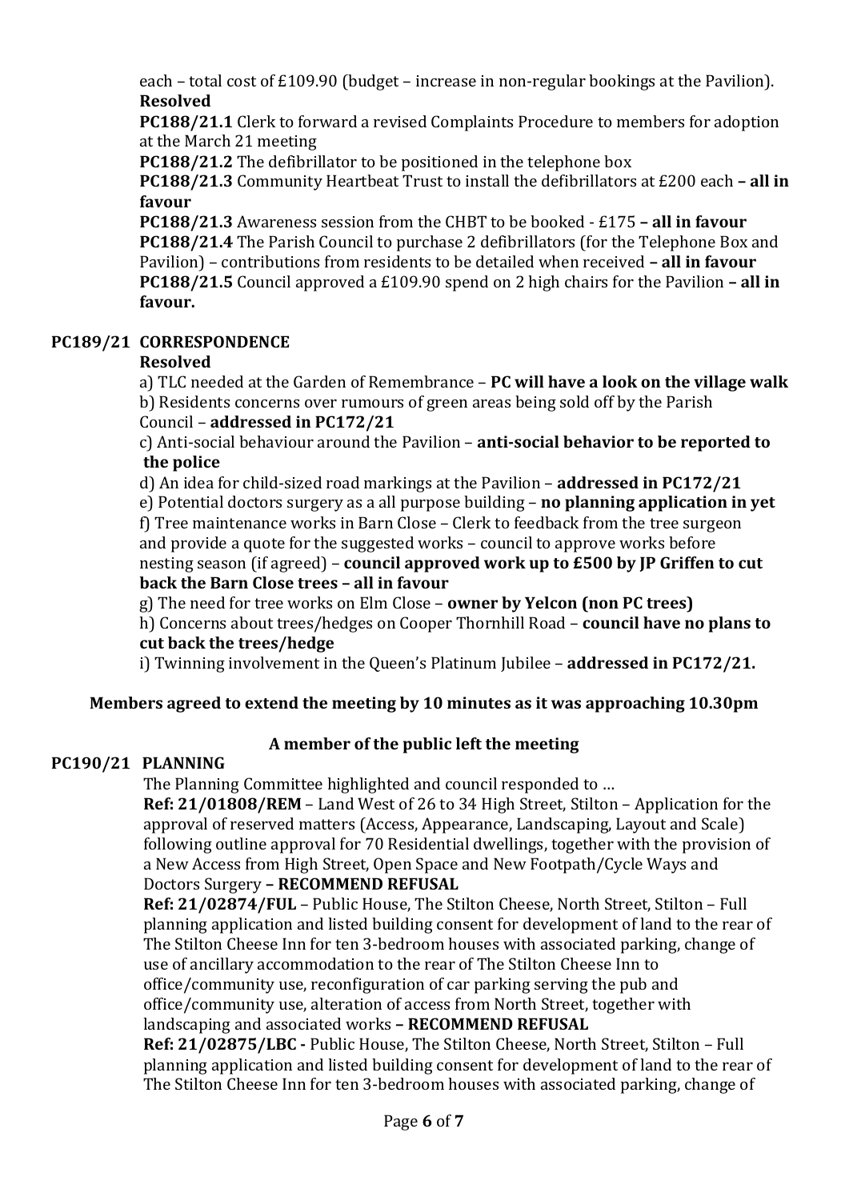each – total cost of £109.90 (budget – increase in non-regular bookings at the Pavilion).

**Resolved**

**PC188/21.1** Clerk to forward a revised Complaints Procedure to members for adoption at the March 21 meeting

**PC188/21.2** The defibrillator to be positioned in the telephone box

**PC188/21.3** Community Heartbeat Trust to install the defibrillators at £200 each **– all in favour**

**PC188/21.3** Awareness session from the CHBT to be booked - £175 **– all in favour**

**PC188/21.4** The Parish Council to purchase 2 defibrillators (for the Telephone Box and Pavilion) – contributions from residents to be detailed when received **– all in favour**

**PC188/21.5** Council approved a £109.90 spend on 2 high chairs for the Pavilion **– all in favour.**

**PC189/21 CORRESPONDENCE**

**Resolved**

a) TLC needed at the Garden of Remembrance – **PC will have a look on the village walk**

b) Residents concerns over rumours of green areas being sold off by the Parish Council – **addressed in PC172/21**

c) Anti-social behaviour around the Pavilion – **anti-social behavior to be reported to the police**

d) An idea for child-sized road markings at the Pavilion – **addressed in PC172/21**

e) Potential doctors surgery as a all purpose building – **no planning application in yet**

f) Tree maintenance works in Barn Close – Clerk to feedback from the tree surgeon and provide a quote for the suggested works – council to approve works before nesting season (if agreed) – **council approved work up to £500 by JP Griffen to cut back the Barn Close trees – all in favour**

g) The need for tree works on Elm Close – **owner by Yelcon (non PC trees)**

h) Concerns about trees/hedges on Cooper Thornhill Road – **council have no plans to cut back the trees/hedge**

i) Twinning involvement in the Queen's Platinum Jubilee – **addressed in PC172/21.**

**Members agreed to extend the meeting by 10 minutes as it was approaching 10.30pm**

**A member of the public left the meeting**

**PC190/21 PLANNING**

The Planning Committee highlighted and council responded to …

**Ref: 21/01808/REM** – Land West of 26 to 34 High Street, Stilton – Application for the approval of reserved matters (Access, Appearance, Landscaping, Layout and Scale) following outline approval for 70 Residential dwellings, together with the provision of a New Access from High Street, Open Space and New Footpath/Cycle Ways and Doctors Surgery **– RECOMMEND REFUSAL**

**Ref: 21/02874/FUL** – Public House, The Stilton Cheese, North Street, Stilton – Full planning application and listed building consent for development of land to the rear of The Stilton Cheese Inn for ten 3-bedroom houses with associated parking, change of use of ancillary accommodation to the rear of The Stilton Cheese Inn to office/community use, reconfiguration of car parking serving the pub and office/community use, alteration of access from North Street, together with landscaping and associated works **– RECOMMEND REFUSAL**

**Ref: 21/02875/LBC -** Public House, The Stilton Cheese, North Street, Stilton – Full planning application and listed building consent for development of land to the rear of The Stilton Cheese Inn for ten 3-bedroom houses with associated parking, change of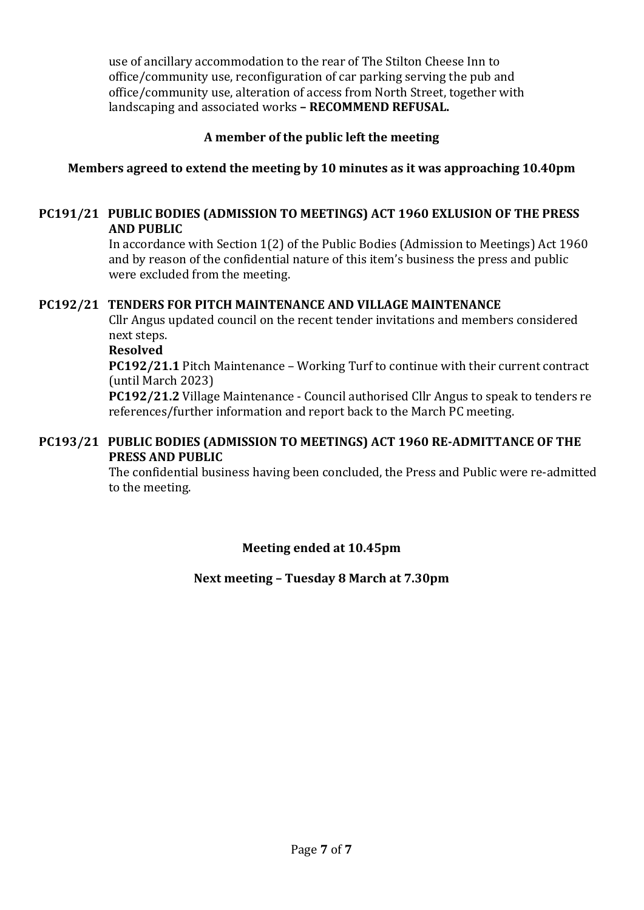use of ancillary accommodation to the rear of The Stilton Cheese Inn to office/community use, reconfiguration of car parking serving the pub and office/community use, alteration of access from North Street, together with landscaping and associated works **– RECOMMEND REFUSAL.**

**A member of the public left the meeting**

**Members agreed to extend the meeting by 10 minutes as it was approaching 10.40pm**

### PC191/21 PUBLIC BODIES (ADMISSION TO MEETINGS) ACT 1960 EXLUSION OF THE PRESS AND PUBLIC

In accordance with Section 1(2) of the Public Bodies (Admission to Meetings) Act 1960 and by reason of the confidential nature of this item's business the press and public were excluded from the meeting.

### PC192/21 TENDERS FOR PITCH MAINTENANCE AND VILLAGE MAINTENANCE

Cllr Angus updated council on the recent tender invitations and members considered next steps.

**Resolved**

**PC192/21.1** Pitch Maintenance – Working Turf to continue with their current contract (until March 2023)

**PC192/21.2** Village Maintenance - Council authorised Cllr Angus to speak to tenders re references/further information and report back to the March PC meeting.

### PC193/21 PUBLIC BODIES (ADMISSION TO MEETINGS) ACT 1960 RE-ADMITTANCE OF THE PRESS AND PUBLIC

The confidential business having been concluded, the Press and Public were re-admitted to the meeting.

**Meeting ended at 10.45pm**

**Next meeting – Tuesday 8 March at 7.30pm**